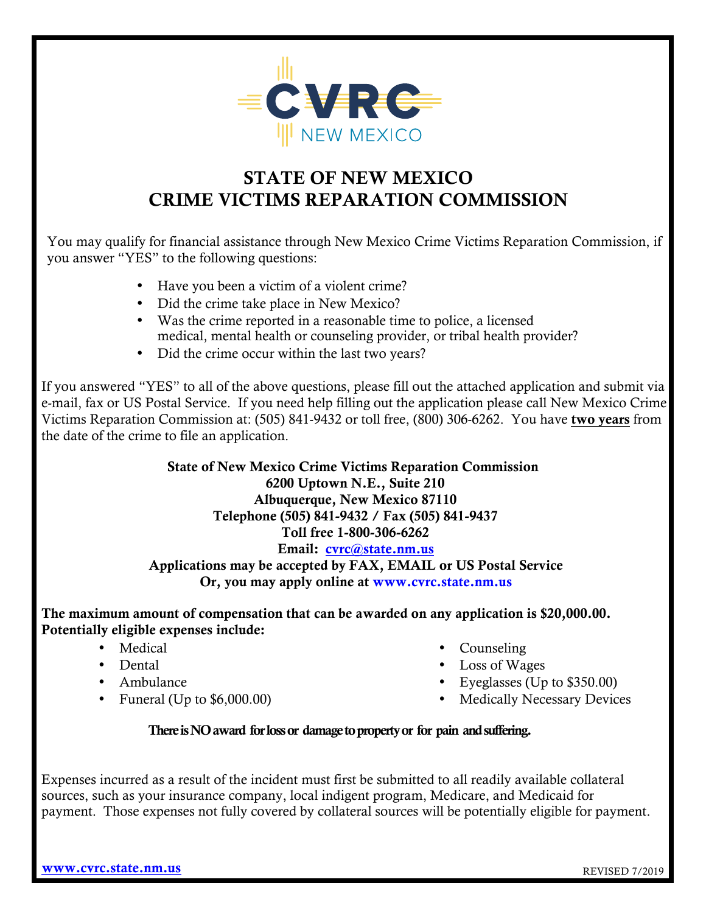CVRC NEW MEXICO

# STATE OF NEW MEXICO
# CRIME VICTIMS REPARATION COMMISSION

You may qualify for financial assistance through New Mexico Crime Victims Reparation Commission, if you answer "YES" to the following questions:

- Have you been a victim of a violent crime?
- Did the crime take place in New Mexico?
- Was the crime reported in a reasonable time to police, a licensed medical, mental health or counseling provider, or tribal health provider?
- Did the crime occur within the last two years?

If you answered "YES" to all of the above questions, please fill out the attached application and submit via e-mail, fax or US Postal Service. If you need help filling out the application please call New Mexico Crime Victims Reparation Commission at: (505) 841-9432 or toll free, (800) 306-6262. You have **two years** from the date of the crime to file an application.

**State of New Mexico Crime Victims Reparation Commission**
**6200 Uptown N.E., Suite 210**
**Albuquerque, New Mexico 87110**
**Telephone (505) 841-9432 / Fax (505) 841-9437**
**Toll free 1-800-306-6262**
**Email: cvrc@state.nm.us**
**Applications may be accepted by FAX, EMAIL or US Postal Service**
**Or, you may apply online at www.cvrc.state.nm.us**

**The maximum amount of compensation that can be awarded on any application is $20,000.00. Potentially eligible expenses include:**

- Medical
- Dental
- Ambulance
- Funeral (Up to $6,000.00)
- Counseling
- Loss of Wages
- Eyeglasses (Up to $350.00)
- Medically Necessary Devices

**There is NO award for loss or damage to property or for pain and suffering.**

Expenses incurred as a result of the incident must first be submitted to all readily available collateral sources, such as your insurance company, local indigent program, Medicare, and Medicaid for payment. Those expenses not fully covered by collateral sources will be potentially eligible for payment.

www.cvrc.state.nm.us REVISED 7/2019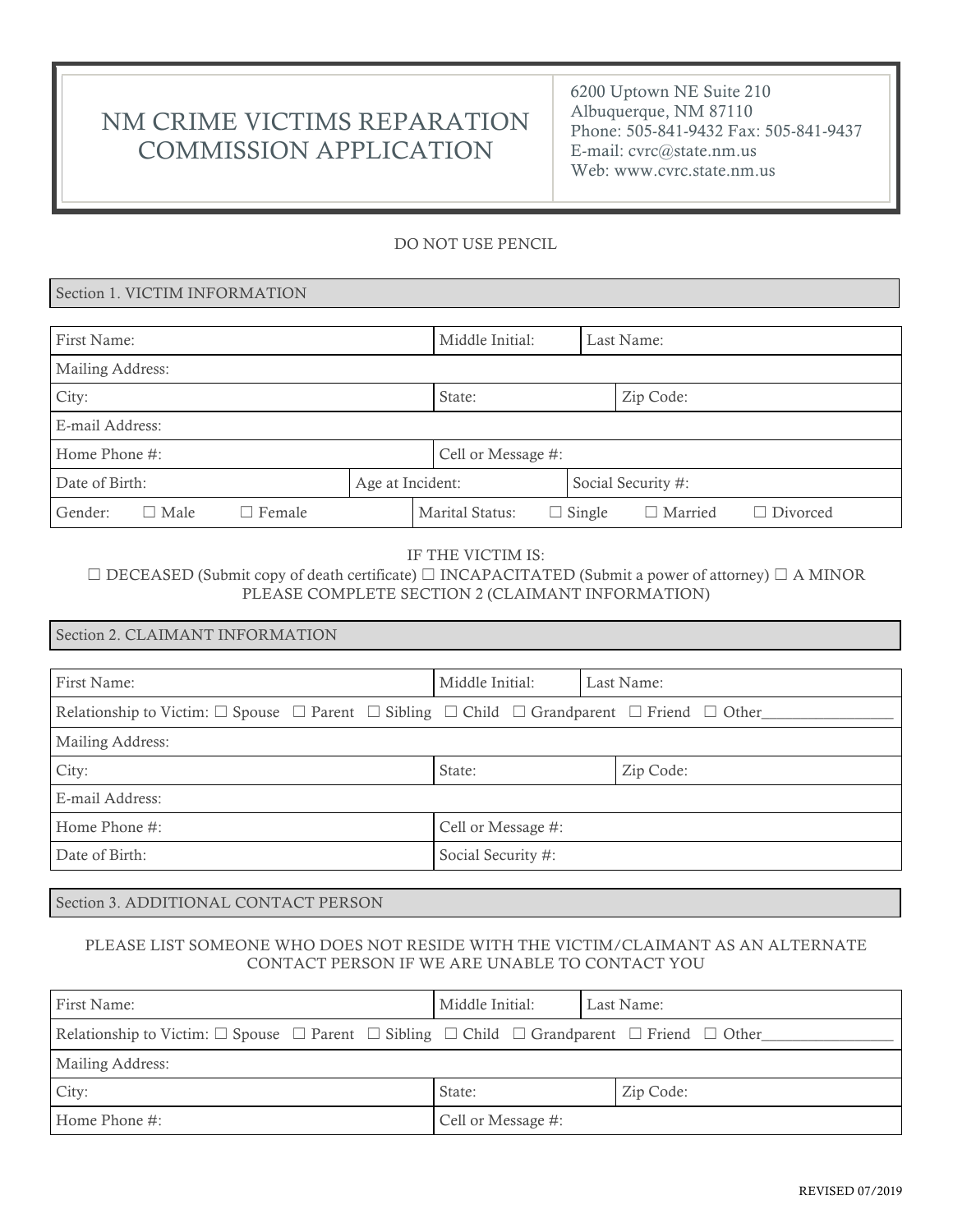# NM CRIME VICTIMS REPARATION COMMISSION APPLICATION

6200 Uptown NE Suite 210
Albuquerque, NM 87110
Phone: 505-841-9432 Fax: 505-841-9437
E-mail: cvrc@state.nm.us
Web: www.cvrc.state.nm.us

DO NOT USE PENCIL

## Section 1. VICTIM INFORMATION

| First Name: | | Middle Initial: | Last Name: |
|---|---|---|---|
| Mailing Address: | | | |
| City: | | State: | Zip Code: |
| E-mail Address: | | | |
| Home Phone #: | | Cell or Message #: | |
| Date of Birth: | Age at Incident: | | Social Security #: |
| Gender: ☐ Male ☐ Female | | Marital Status: ☐ Single ☐ Married ☐ Divorced | |

IF THE VICTIM IS:
☐ DECEASED (Submit copy of death certificate) ☐ INCAPACITATED (Submit a power of attorney) ☐ A MINOR
PLEASE COMPLETE SECTION 2 (CLAIMANT INFORMATION)

## Section 2. CLAIMANT INFORMATION

| First Name: | Middle Initial: | Last Name: |
|---|---|---|
| Relationship to Victim: ☐ Spouse ☐ Parent ☐ Sibling ☐ Child ☐ Grandparent ☐ Friend ☐ Other________________ | | |
| Mailing Address: | | |
| City: | State: | Zip Code: |
| E-mail Address: | | |
| Home Phone #: | Cell or Message #: | |
| Date of Birth: | Social Security #: | |

## Section 3. ADDITIONAL CONTACT PERSON

PLEASE LIST SOMEONE WHO DOES NOT RESIDE WITH THE VICTIM/CLAIMANT AS AN ALTERNATE CONTACT PERSON IF WE ARE UNABLE TO CONTACT YOU

| First Name: | Middle Initial: | Last Name: |
|---|---|---|
| Relationship to Victim: ☐ Spouse ☐ Parent ☐ Sibling ☐ Child ☐ Grandparent ☐ Friend ☐ Other________________ | | |
| Mailing Address: | | |
| City: | State: | Zip Code: |
| Home Phone #: | Cell or Message #: | |

REVISED 07/2019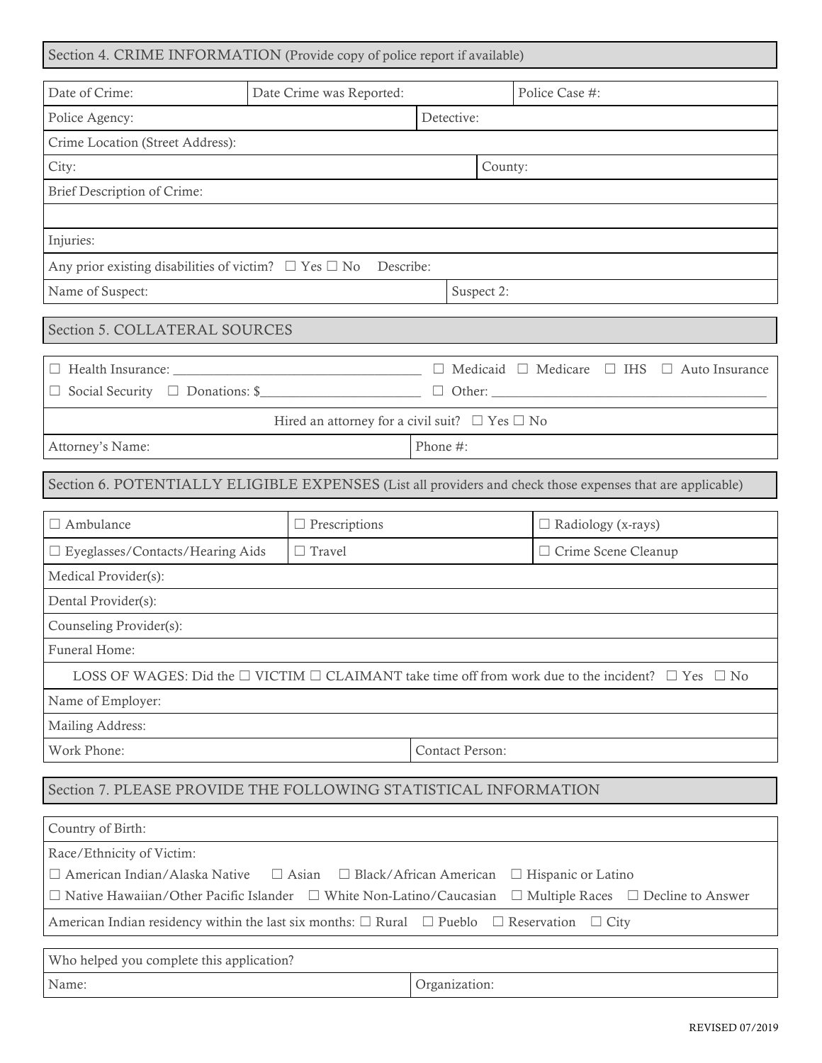## Section 4. CRIME INFORMATION (Provide copy of police report if available)

| Date of Crime: | Date Crime was Reported: | Police Case #: |
|---|---|---|
| Police Agency: | Detective: | |

Crime Location (Street Address):

| City: | County: |
|---|---|

Brief Description of Crime:

Injuries:

Any prior existing disabilities of victim? ☐ Yes ☐ No Describe:

| Name of Suspect: | Suspect 2: |
|---|---|

## Section 5. COLLATERAL SOURCES

☐ Health Insurance: ____________________ ☐ Medicaid ☐ Medicare ☐ IHS ☐ Auto Insurance
☐ Social Security ☐ Donations: $____________________ ☐ Other: ____________________

Hired an attorney for a civil suit? ☐ Yes ☐ No

| Attorney's Name: | Phone #: |
|---|---|

## Section 6. POTENTIALLY ELIGIBLE EXPENSES (List all providers and check those expenses that are applicable)

| ☐ Ambulance | ☐ Prescriptions | ☐ Radiology (x-rays) |
|---|---|---|
| ☐ Eyeglasses/Contacts/Hearing Aids | ☐ Travel | ☐ Crime Scene Cleanup |

Medical Provider(s):

Dental Provider(s):

Counseling Provider(s):

Funeral Home:

LOSS OF WAGES: Did the ☐ VICTIM ☐ CLAIMANT take time off from work due to the incident? ☐ Yes ☐ No

Name of Employer:

Mailing Address:

| Work Phone: | Contact Person: |
|---|---|

## Section 7. PLEASE PROVIDE THE FOLLOWING STATISTICAL INFORMATION

Country of Birth:

Race/Ethnicity of Victim:
☐ American Indian/Alaska Native ☐ Asian ☐ Black/African American ☐ Hispanic or Latino
☐ Native Hawaiian/Other Pacific Islander ☐ White Non-Latino/Caucasian ☐ Multiple Races ☐ Decline to Answer

American Indian residency within the last six months: ☐ Rural ☐ Pueblo ☐ Reservation ☐ City

Who helped you complete this application?

| Name: | Organization: |
|---|---|

REVISED 07/2019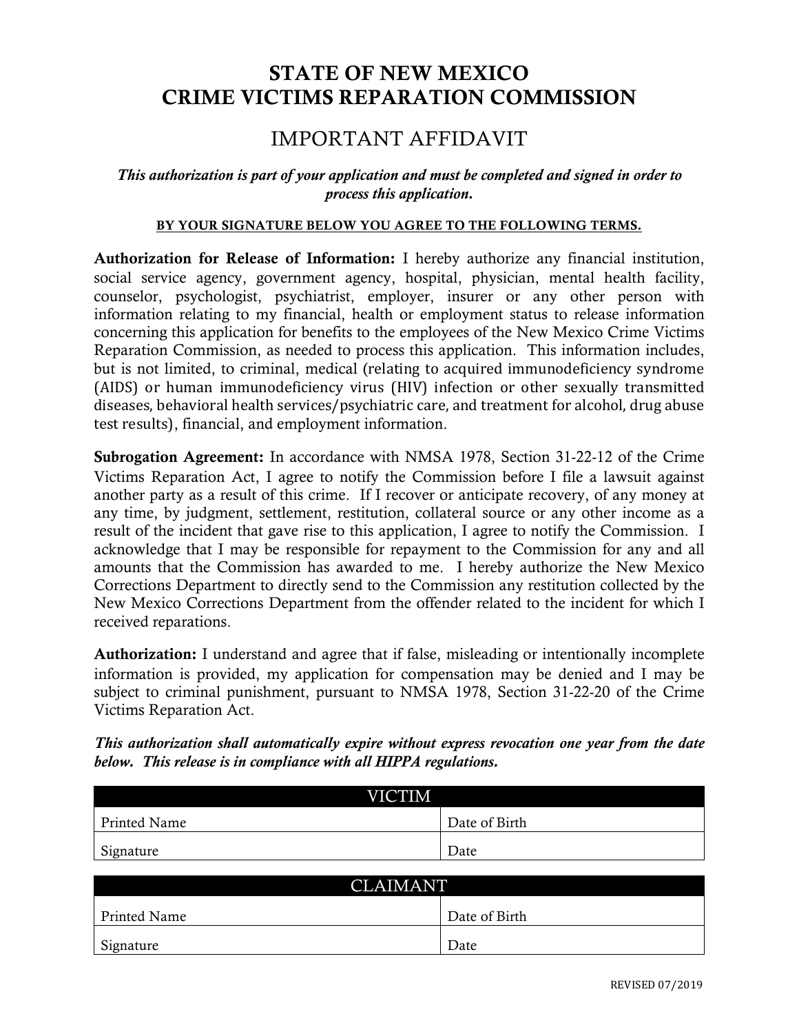# STATE OF NEW MEXICO
# CRIME VICTIMS REPARATION COMMISSION

## IMPORTANT AFFIDAVIT

***This authorization is part of your application and must be completed and signed in order to process this application.***

**BY YOUR SIGNATURE BELOW YOU AGREE TO THE FOLLOWING TERMS.**

**Authorization for Release of Information:** I hereby authorize any financial institution, social service agency, government agency, hospital, physician, mental health facility, counselor, psychologist, psychiatrist, employer, insurer or any other person with information relating to my financial, health or employment status to release information concerning this application for benefits to the employees of the New Mexico Crime Victims Reparation Commission, as needed to process this application. This information includes, but is not limited, to criminal, medical (relating to acquired immunodeficiency syndrome (AIDS) or human immunodeficiency virus (HIV) infection or other sexually transmitted diseases, behavioral health services/psychiatric care, and treatment for alcohol, drug abuse test results), financial, and employment information.

**Subrogation Agreement:** In accordance with NMSA 1978, Section 31-22-12 of the Crime Victims Reparation Act, I agree to notify the Commission before I file a lawsuit against another party as a result of this crime. If I recover or anticipate recovery, of any money at any time, by judgment, settlement, restitution, collateral source or any other income as a result of the incident that gave rise to this application, I agree to notify the Commission. I acknowledge that I may be responsible for repayment to the Commission for any and all amounts that the Commission has awarded to me. I hereby authorize the New Mexico Corrections Department to directly send to the Commission any restitution collected by the New Mexico Corrections Department from the offender related to the incident for which I received reparations.

**Authorization:** I understand and agree that if false, misleading or intentionally incomplete information is provided, my application for compensation may be denied and I may be subject to criminal punishment, pursuant to NMSA 1978, Section 31-22-20 of the Crime Victims Reparation Act.

***This authorization shall automatically expire without express revocation one year from the date below. This release is in compliance with all HIPPA regulations.***

| VICTIM | |
| --- | --- |
| Printed Name | Date of Birth |
| Signature | Date |

| CLAIMANT | |
| --- | --- |
| Printed Name | Date of Birth |
| Signature | Date |

REVISED 07/2019